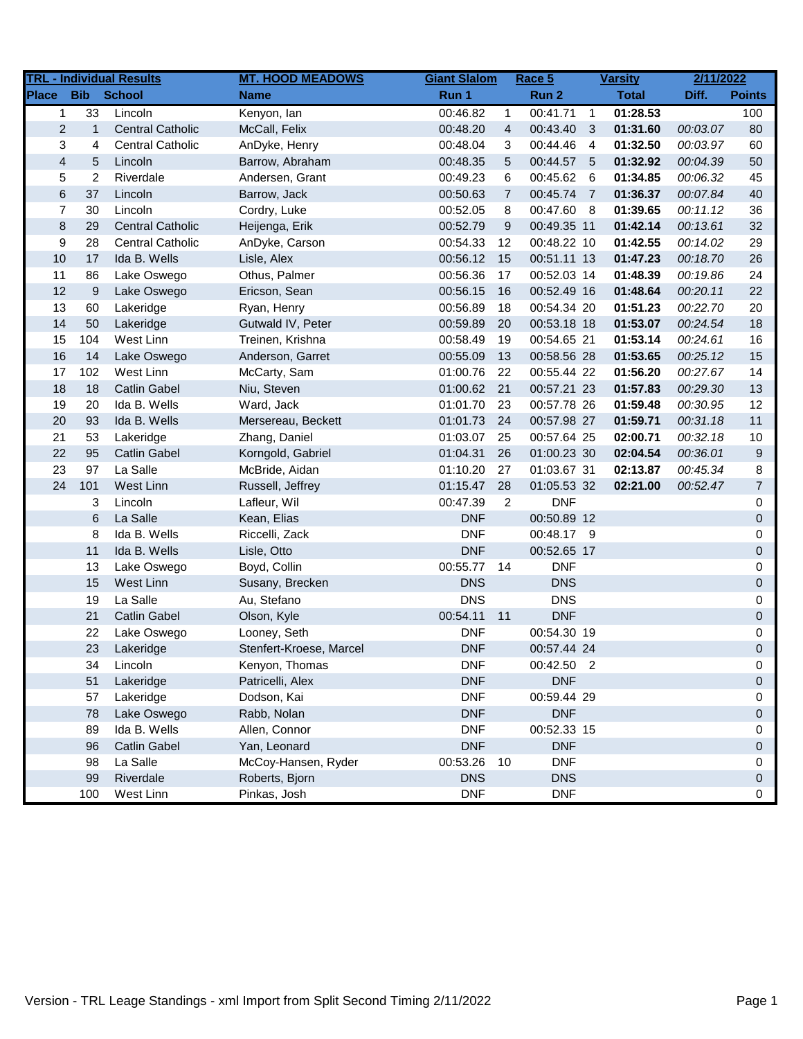| TRL - Individual Results | | | MT. HOOD MEADOWS | Giant Slalom | | Race 5 | | Varsity | 2/11/2022 | |
|---|---|---|---|---|---|---|---|---|---|---|
| **Place** | **Bib** | **School** | **Name** | **Run 1** | | **Run 2** | | **Total** | **Diff.** | **Points** |
| 1 | 33 | Lincoln | Kenyon, Ian | 00:46.82 | 1 | 00:41.71 | 1 | **01:28.53** | | 100 |
| 2 | 1 | Central Catholic | McCall, Felix | 00:48.20 | 4 | 00:43.40 | 3 | **01:31.60** | *00:03.07* | 80 |
| 3 | 4 | Central Catholic | AnDyke, Henry | 00:48.04 | 3 | 00:44.46 | 4 | **01:32.50** | *00:03.97* | 60 |
| 4 | 5 | Lincoln | Barrow, Abraham | 00:48.35 | 5 | 00:44.57 | 5 | **01:32.92** | *00:04.39* | 50 |
| 5 | 2 | Riverdale | Andersen, Grant | 00:49.23 | 6 | 00:45.62 | 6 | **01:34.85** | *00:06.32* | 45 |
| 6 | 37 | Lincoln | Barrow, Jack | 00:50.63 | 7 | 00:45.74 | 7 | **01:36.37** | *00:07.84* | 40 |
| 7 | 30 | Lincoln | Cordry, Luke | 00:52.05 | 8 | 00:47.60 | 8 | **01:39.65** | *00:11.12* | 36 |
| 8 | 29 | Central Catholic | Heijenga, Erik | 00:52.79 | 9 | 00:49.35 | 11 | **01:42.14** | *00:13.61* | 32 |
| 9 | 28 | Central Catholic | AnDyke, Carson | 00:54.33 | 12 | 00:48.22 | 10 | **01:42.55** | *00:14.02* | 29 |
| 10 | 17 | Ida B. Wells | Lisle, Alex | 00:56.12 | 15 | 00:51.11 | 13 | **01:47.23** | *00:18.70* | 26 |
| 11 | 86 | Lake Oswego | Othus, Palmer | 00:56.36 | 17 | 00:52.03 | 14 | **01:48.39** | *00:19.86* | 24 |
| 12 | 9 | Lake Oswego | Ericson, Sean | 00:56.15 | 16 | 00:52.49 | 16 | **01:48.64** | *00:20.11* | 22 |
| 13 | 60 | Lakeridge | Ryan, Henry | 00:56.89 | 18 | 00:54.34 | 20 | **01:51.23** | *00:22.70* | 20 |
| 14 | 50 | Lakeridge | Gutwald IV, Peter | 00:59.89 | 20 | 00:53.18 | 18 | **01:53.07** | *00:24.54* | 18 |
| 15 | 104 | West Linn | Treinen, Krishna | 00:58.49 | 19 | 00:54.65 | 21 | **01:53.14** | *00:24.61* | 16 |
| 16 | 14 | Lake Oswego | Anderson, Garret | 00:55.09 | 13 | 00:58.56 | 28 | **01:53.65** | *00:25.12* | 15 |
| 17 | 102 | West Linn | McCarty, Sam | 01:00.76 | 22 | 00:55.44 | 22 | **01:56.20** | *00:27.67* | 14 |
| 18 | 18 | Catlin Gabel | Niu, Steven | 01:00.62 | 21 | 00:57.21 | 23 | **01:57.83** | *00:29.30* | 13 |
| 19 | 20 | Ida B. Wells | Ward, Jack | 01:01.70 | 23 | 00:57.78 | 26 | **01:59.48** | *00:30.95* | 12 |
| 20 | 93 | Ida B. Wells | Mersereau, Beckett | 01:01.73 | 24 | 00:57.98 | 27 | **01:59.71** | *00:31.18* | 11 |
| 21 | 53 | Lakeridge | Zhang, Daniel | 01:03.07 | 25 | 00:57.64 | 25 | **02:00.71** | *00:32.18* | 10 |
| 22 | 95 | Catlin Gabel | Korngold, Gabriel | 01:04.31 | 26 | 01:00.23 | 30 | **02:04.54** | *00:36.01* | 9 |
| 23 | 97 | La Salle | McBride, Aidan | 01:10.20 | 27 | 01:03.67 | 31 | **02:13.87** | *00:45.34* | 8 |
| 24 | 101 | West Linn | Russell, Jeffrey | 01:15.47 | 28 | 01:05.53 | 32 | **02:21.00** | *00:52.47* | 7 |
| | 3 | Lincoln | Lafleur, Wil | 00:47.39 | 2 | DNF | | | | 0 |
| | 6 | La Salle | Kean, Elias | DNF | | 00:50.89 | 12 | | | 0 |
| | 8 | Ida B. Wells | Riccelli, Zack | DNF | | 00:48.17 | 9 | | | 0 |
| | 11 | Ida B. Wells | Lisle, Otto | DNF | | 00:52.65 | 17 | | | 0 |
| | 13 | Lake Oswego | Boyd, Collin | 00:55.77 | 14 | DNF | | | | 0 |
| | 15 | West Linn | Susany, Brecken | DNS | | DNS | | | | 0 |
| | 19 | La Salle | Au, Stefano | DNS | | DNS | | | | 0 |
| | 21 | Catlin Gabel | Olson, Kyle | 00:54.11 | 11 | DNF | | | | 0 |
| | 22 | Lake Oswego | Looney, Seth | DNF | | 00:54.30 | 19 | | | 0 |
| | 23 | Lakeridge | Stenfert-Kroese, Marcel | DNF | | 00:57.44 | 24 | | | 0 |
| | 34 | Lincoln | Kenyon, Thomas | DNF | | 00:42.50 | 2 | | | 0 |
| | 51 | Lakeridge | Patricelli, Alex | DNF | | DNF | | | | 0 |
| | 57 | Lakeridge | Dodson, Kai | DNF | | 00:59.44 | 29 | | | 0 |
| | 78 | Lake Oswego | Rabb, Nolan | DNF | | DNF | | | | 0 |
| | 89 | Ida B. Wells | Allen, Connor | DNF | | 00:52.33 | 15 | | | 0 |
| | 96 | Catlin Gabel | Yan, Leonard | DNF | | DNF | | | | 0 |
| | 98 | La Salle | McCoy-Hansen, Ryder | 00:53.26 | 10 | DNF | | | | 0 |
| | 99 | Riverdale | Roberts, Bjorn | DNS | | DNS | | | | 0 |
| | 100 | West Linn | Pinkas, Josh | DNF | | DNF | | | | 0 |

Version - TRL Leage Standings - xml Import from Split Second Timing 2/11/2022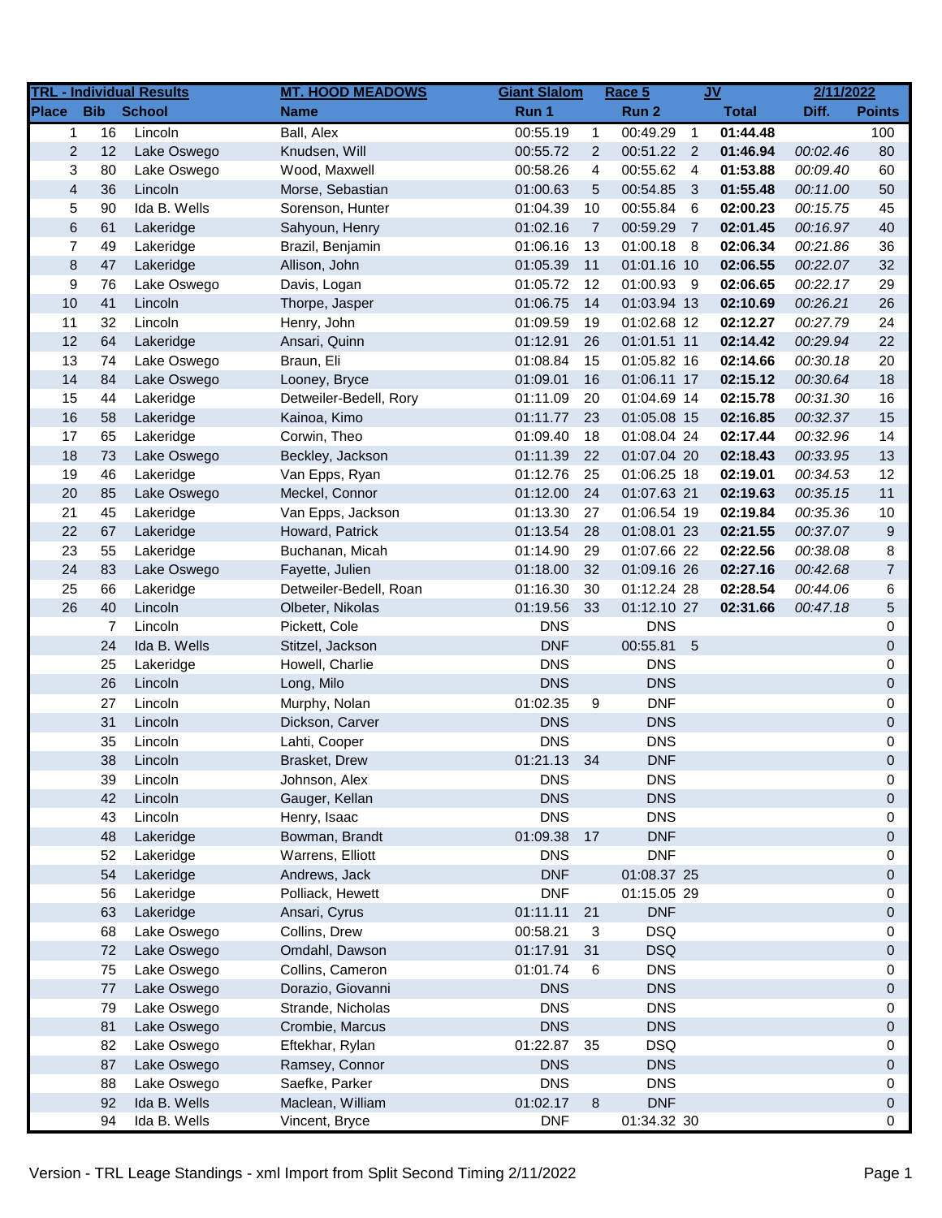| TRL - Individual Results | | | MT. HOOD MEADOWS | Giant Slalom | | Race 5 | | JV | | 2/11/2022 |
|---|---|---|---|---|---|---|---|---|---|---|
| **Place** | **Bib** | **School** | **Name** | **Run 1** | | **Run 2** | | **Total** | **Diff.** | **Points** |
| 1 | 16 | Lincoln | Ball, Alex | 00:55.19 | 1 | 00:49.29 | 1 | **01:44.48** | | 100 |
| 2 | 12 | Lake Oswego | Knudsen, Will | 00:55.72 | 2 | 00:51.22 | 2 | **01:46.94** | *00:02.46* | 80 |
| 3 | 80 | Lake Oswego | Wood, Maxwell | 00:58.26 | 4 | 00:55.62 | 4 | **01:53.88** | *00:09.40* | 60 |
| 4 | 36 | Lincoln | Morse, Sebastian | 01:00.63 | 5 | 00:54.85 | 3 | **01:55.48** | *00:11.00* | 50 |
| 5 | 90 | Ida B. Wells | Sorenson, Hunter | 01:04.39 | 10 | 00:55.84 | 6 | **02:00.23** | *00:15.75* | 45 |
| 6 | 61 | Lakeridge | Sahyoun, Henry | 01:02.16 | 7 | 00:59.29 | 7 | **02:01.45** | *00:16.97* | 40 |
| 7 | 49 | Lakeridge | Brazil, Benjamin | 01:06.16 | 13 | 01:00.18 | 8 | **02:06.34** | *00:21.86* | 36 |
| 8 | 47 | Lakeridge | Allison, John | 01:05.39 | 11 | 01:01.16 | 10 | **02:06.55** | *00:22.07* | 32 |
| 9 | 76 | Lake Oswego | Davis, Logan | 01:05.72 | 12 | 01:00.93 | 9 | **02:06.65** | *00:22.17* | 29 |
| 10 | 41 | Lincoln | Thorpe, Jasper | 01:06.75 | 14 | 01:03.94 | 13 | **02:10.69** | *00:26.21* | 26 |
| 11 | 32 | Lincoln | Henry, John | 01:09.59 | 19 | 01:02.68 | 12 | **02:12.27** | *00:27.79* | 24 |
| 12 | 64 | Lakeridge | Ansari, Quinn | 01:12.91 | 26 | 01:01.51 | 11 | **02:14.42** | *00:29.94* | 22 |
| 13 | 74 | Lake Oswego | Braun, Eli | 01:08.84 | 15 | 01:05.82 | 16 | **02:14.66** | *00:30.18* | 20 |
| 14 | 84 | Lake Oswego | Looney, Bryce | 01:09.01 | 16 | 01:06.11 | 17 | **02:15.12** | *00:30.64* | 18 |
| 15 | 44 | Lakeridge | Detweiler-Bedell, Rory | 01:11.09 | 20 | 01:04.69 | 14 | **02:15.78** | *00:31.30* | 16 |
| 16 | 58 | Lakeridge | Kainoa, Kimo | 01:11.77 | 23 | 01:05.08 | 15 | **02:16.85** | *00:32.37* | 15 |
| 17 | 65 | Lakeridge | Corwin, Theo | 01:09.40 | 18 | 01:08.04 | 24 | **02:17.44** | *00:32.96* | 14 |
| 18 | 73 | Lake Oswego | Beckley, Jackson | 01:11.39 | 22 | 01:07.04 | 20 | **02:18.43** | *00:33.95* | 13 |
| 19 | 46 | Lakeridge | Van Epps, Ryan | 01:12.76 | 25 | 01:06.25 | 18 | **02:19.01** | *00:34.53* | 12 |
| 20 | 85 | Lake Oswego | Meckel, Connor | 01:12.00 | 24 | 01:07.63 | 21 | **02:19.63** | *00:35.15* | 11 |
| 21 | 45 | Lakeridge | Van Epps, Jackson | 01:13.30 | 27 | 01:06.54 | 19 | **02:19.84** | *00:35.36* | 10 |
| 22 | 67 | Lakeridge | Howard, Patrick | 01:13.54 | 28 | 01:08.01 | 23 | **02:21.55** | *00:37.07* | 9 |
| 23 | 55 | Lakeridge | Buchanan, Micah | 01:14.90 | 29 | 01:07.66 | 22 | **02:22.56** | *00:38.08* | 8 |
| 24 | 83 | Lake Oswego | Fayette, Julien | 01:18.00 | 32 | 01:09.16 | 26 | **02:27.16** | *00:42.68* | 7 |
| 25 | 66 | Lakeridge | Detweiler-Bedell, Roan | 01:16.30 | 30 | 01:12.24 | 28 | **02:28.54** | *00:44.06* | 6 |
| 26 | 40 | Lincoln | Olbeter, Nikolas | 01:19.56 | 33 | 01:12.10 | 27 | **02:31.66** | *00:47.18* | 5 |
| | 7 | Lincoln | Pickett, Cole | DNS | | DNS | | | | 0 |
| | 24 | Ida B. Wells | Stitzel, Jackson | DNF | | 00:55.81 | 5 | | | 0 |
| | 25 | Lakeridge | Howell, Charlie | DNS | | DNS | | | | 0 |
| | 26 | Lincoln | Long, Milo | DNS | | DNS | | | | 0 |
| | 27 | Lincoln | Murphy, Nolan | 01:02.35 | 9 | DNF | | | | 0 |
| | 31 | Lincoln | Dickson, Carver | DNS | | DNS | | | | 0 |
| | 35 | Lincoln | Lahti, Cooper | DNS | | DNS | | | | 0 |
| | 38 | Lincoln | Brasket, Drew | 01:21.13 | 34 | DNF | | | | 0 |
| | 39 | Lincoln | Johnson, Alex | DNS | | DNS | | | | 0 |
| | 42 | Lincoln | Gauger, Kellan | DNS | | DNS | | | | 0 |
| | 43 | Lincoln | Henry, Isaac | DNS | | DNS | | | | 0 |
| | 48 | Lakeridge | Bowman, Brandt | 01:09.38 | 17 | DNF | | | | 0 |
| | 52 | Lakeridge | Warrens, Elliott | DNS | | DNF | | | | 0 |
| | 54 | Lakeridge | Andrews, Jack | DNF | | 01:08.37 | 25 | | | 0 |
| | 56 | Lakeridge | Polliack, Hewett | DNF | | 01:15.05 | 29 | | | 0 |
| | 63 | Lakeridge | Ansari, Cyrus | 01:11.11 | 21 | DNF | | | | 0 |
| | 68 | Lake Oswego | Collins, Drew | 00:58.21 | 3 | DSQ | | | | 0 |
| | 72 | Lake Oswego | Omdahl, Dawson | 01:17.91 | 31 | DSQ | | | | 0 |
| | 75 | Lake Oswego | Collins, Cameron | 01:01.74 | 6 | DNS | | | | 0 |
| | 77 | Lake Oswego | Dorazio, Giovanni | DNS | | DNS | | | | 0 |
| | 79 | Lake Oswego | Strande, Nicholas | DNS | | DNS | | | | 0 |
| | 81 | Lake Oswego | Crombie, Marcus | DNS | | DNS | | | | 0 |
| | 82 | Lake Oswego | Eftekhar, Rylan | 01:22.87 | 35 | DSQ | | | | 0 |
| | 87 | Lake Oswego | Ramsey, Connor | DNS | | DNS | | | | 0 |
| | 88 | Lake Oswego | Saefke, Parker | DNS | | DNS | | | | 0 |
| | 92 | Ida B. Wells | Maclean, William | 01:02.17 | 8 | DNF | | | | 0 |
| | 94 | Ida B. Wells | Vincent, Bryce | DNF | | 01:34.32 | 30 | | | 0 |

Version - TRL Leage Standings - xml Import from Split Second Timing 2/11/2022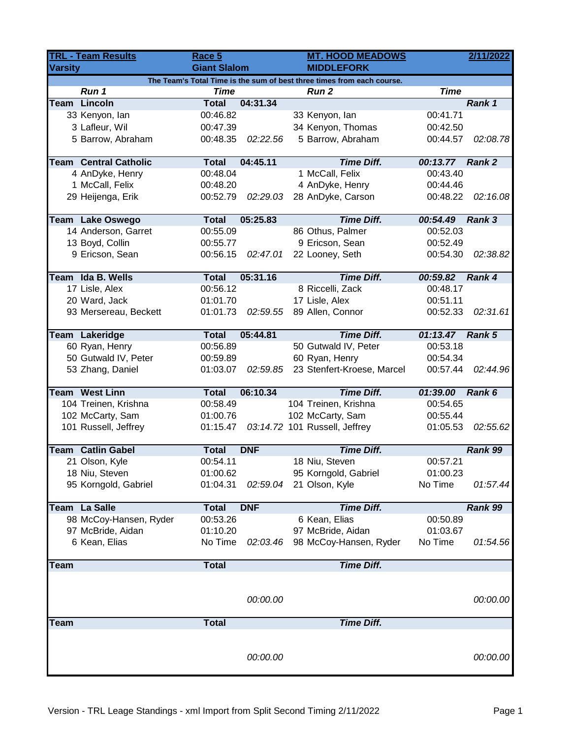| TRL - Team Results | | Race 5 | | MT. HOOD MEADOWS | | 2/11/2022 |
|---|---|---|---|---|---|---|
| Varsity | | Giant Slalom | | MIDDLEFORK | | |
| The Team's Total Time is the sum of best three times from each course. | | | | | | |
| | *Run 1* | *Time* | | *Run 2* | *Time* | |
| **Team** | **Lincoln** | **Total** | **04:31.34** | | | ***Rank 1*** |
| | 33 Kenyon, Ian | 00:46.82 | | 33 Kenyon, Ian | 00:41.71 | |
| | 3 Lafleur, Wil | 00:47.39 | | 34 Kenyon, Thomas | 00:42.50 | |
| | 5 Barrow, Abraham | 00:48.35 | *02:22.56* | 5 Barrow, Abraham | 00:44.57 | *02:08.78* |
| **Team** | **Central Catholic** | **Total** | **04:45.11** | ***Time Diff.*** | ***00:13.77*** | ***Rank 2*** |
| | 4 AnDyke, Henry | 00:48.04 | | 1 McCall, Felix | 00:43.40 | |
| | 1 McCall, Felix | 00:48.20 | | 4 AnDyke, Henry | 00:44.46 | |
| | 29 Heijenga, Erik | 00:52.79 | *02:29.03* | 28 AnDyke, Carson | 00:48.22 | *02:16.08* |
| **Team** | **Lake Oswego** | **Total** | **05:25.83** | ***Time Diff.*** | ***00:54.49*** | ***Rank 3*** |
| | 14 Anderson, Garret | 00:55.09 | | 86 Othus, Palmer | 00:52.03 | |
| | 13 Boyd, Collin | 00:55.77 | | 9 Ericson, Sean | 00:52.49 | |
| | 9 Ericson, Sean | 00:56.15 | *02:47.01* | 22 Looney, Seth | 00:54.30 | *02:38.82* |
| **Team** | **Ida B. Wells** | **Total** | **05:31.16** | ***Time Diff.*** | ***00:59.82*** | ***Rank 4*** |
| | 17 Lisle, Alex | 00:56.12 | | 8 Riccelli, Zack | 00:48.17 | |
| | 20 Ward, Jack | 01:01.70 | | 17 Lisle, Alex | 00:51.11 | |
| | 93 Mersereau, Beckett | 01:01.73 | *02:59.55* | 89 Allen, Connor | 00:52.33 | *02:31.61* |
| **Team** | **Lakeridge** | **Total** | **05:44.81** | ***Time Diff.*** | ***01:13.47*** | ***Rank 5*** |
| | 60 Ryan, Henry | 00:56.89 | | 50 Gutwald IV, Peter | 00:53.18 | |
| | 50 Gutwald IV, Peter | 00:59.89 | | 60 Ryan, Henry | 00:54.34 | |
| | 53 Zhang, Daniel | 01:03.07 | *02:59.85* | 23 Stenfert-Kroese, Marcel | 00:57.44 | *02:44.96* |
| **Team** | **West Linn** | **Total** | **06:10.34** | ***Time Diff.*** | ***01:39.00*** | ***Rank 6*** |
| | 104 Treinen, Krishna | 00:58.49 | | 104 Treinen, Krishna | 00:54.65 | |
| | 102 McCarty, Sam | 01:00.76 | | 102 McCarty, Sam | 00:55.44 | |
| | 101 Russell, Jeffrey | 01:15.47 | *03:14.72* | 101 Russell, Jeffrey | 01:05.53 | *02:55.62* |
| **Team** | **Catlin Gabel** | **Total** | **DNF** | ***Time Diff.*** | | ***Rank 99*** |
| | 21 Olson, Kyle | 00:54.11 | | 18 Niu, Steven | 00:57.21 | |
| | 18 Niu, Steven | 01:00.62 | | 95 Korngold, Gabriel | 01:00.23 | |
| | 95 Korngold, Gabriel | 01:04.31 | *02:59.04* | 21 Olson, Kyle | No Time | *01:57.44* |
| **Team** | **La Salle** | **Total** | **DNF** | ***Time Diff.*** | | ***Rank 99*** |
| | 98 McCoy-Hansen, Ryder | 00:53.26 | | 6 Kean, Elias | 00:50.89 | |
| | 97 McBride, Aidan | 01:10.20 | | 97 McBride, Aidan | 01:03.67 | |
| | 6 Kean, Elias | No Time | *02:03.46* | 98 McCoy-Hansen, Ryder | No Time | *01:54.56* |
| **Team** | | **Total** | | ***Time Diff.*** | | |
| | | | *00:00.00* | | | *00:00.00* |
| **Team** | | **Total** | | ***Time Diff.*** | | |
| | | | *00:00.00* | | | *00:00.00* |

Version - TRL Leage Standings - xml Import from Split Second Timing 2/11/2022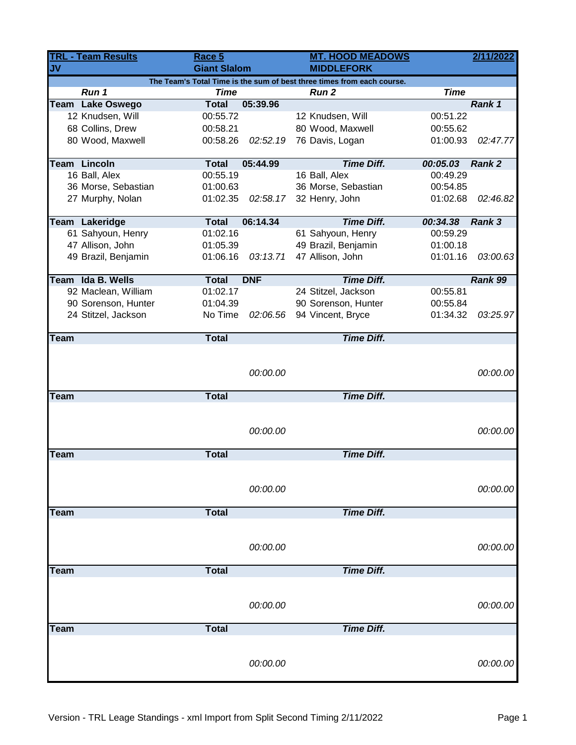| TRL - Team Results | Race 5 | | MT. HOOD MEADOWS | | 2/11/2022 |
|---|---|---|---|---|---|
| JV | Giant Slalom | | MIDDLEFORK | | |

The Team's Total Time is the sum of best three times from each course.

| Run 1 | Time | | Run 2 | Time | |
|---|---|---|---|---|---|
| **Team Lake Oswego** | **Total** | **05:39.96** | | | ***Rank 1*** |
| 12 Knudsen, Will | 00:55.72 | | 12 Knudsen, Will | 00:51.22 | |
| 68 Collins, Drew | 00:58.21 | | 80 Wood, Maxwell | 00:55.62 | |
| 80 Wood, Maxwell | 00:58.26 | *02:52.19* | 76 Davis, Logan | 01:00.93 | *02:47.77* |
| **Team Lincoln** | **Total** | **05:44.99** | ***Time Diff.*** | ***00:05.03*** | ***Rank 2*** |
| 16 Ball, Alex | 00:55.19 | | 16 Ball, Alex | 00:49.29 | |
| 36 Morse, Sebastian | 01:00.63 | | 36 Morse, Sebastian | 00:54.85 | |
| 27 Murphy, Nolan | 01:02.35 | *02:58.17* | 32 Henry, John | 01:02.68 | *02:46.82* |
| **Team Lakeridge** | **Total** | **06:14.34** | ***Time Diff.*** | ***00:34.38*** | ***Rank 3*** |
| 61 Sahyoun, Henry | 01:02.16 | | 61 Sahyoun, Henry | 00:59.29 | |
| 47 Allison, John | 01:05.39 | | 49 Brazil, Benjamin | 01:00.18 | |
| 49 Brazil, Benjamin | 01:06.16 | *03:13.71* | 47 Allison, John | 01:01.16 | *03:00.63* |
| **Team Ida B. Wells** | **Total** | **DNF** | ***Time Diff.*** | | ***Rank 99*** |
| 92 Maclean, William | 01:02.17 | | 24 Stitzel, Jackson | 00:55.81 | |
| 90 Sorenson, Hunter | 01:04.39 | | 90 Sorenson, Hunter | 00:55.84 | |
| 24 Stitzel, Jackson | No Time | *02:06.56* | 94 Vincent, Bryce | 01:34.32 | *03:25.97* |
| **Team** | **Total** | | ***Time Diff.*** | | |
| | | *00:00.00* | | | *00:00.00* |
| **Team** | **Total** | | ***Time Diff.*** | | |
| | | *00:00.00* | | | *00:00.00* |
| **Team** | **Total** | | ***Time Diff.*** | | |
| | | *00:00.00* | | | *00:00.00* |
| **Team** | **Total** | | ***Time Diff.*** | | |
| | | *00:00.00* | | | *00:00.00* |
| **Team** | **Total** | | ***Time Diff.*** | | |
| | | *00:00.00* | | | *00:00.00* |
| **Team** | **Total** | | ***Time Diff.*** | | |
| | | *00:00.00* | | | *00:00.00* |

Version - TRL Leage Standings - xml Import from Split Second Timing 2/11/2022